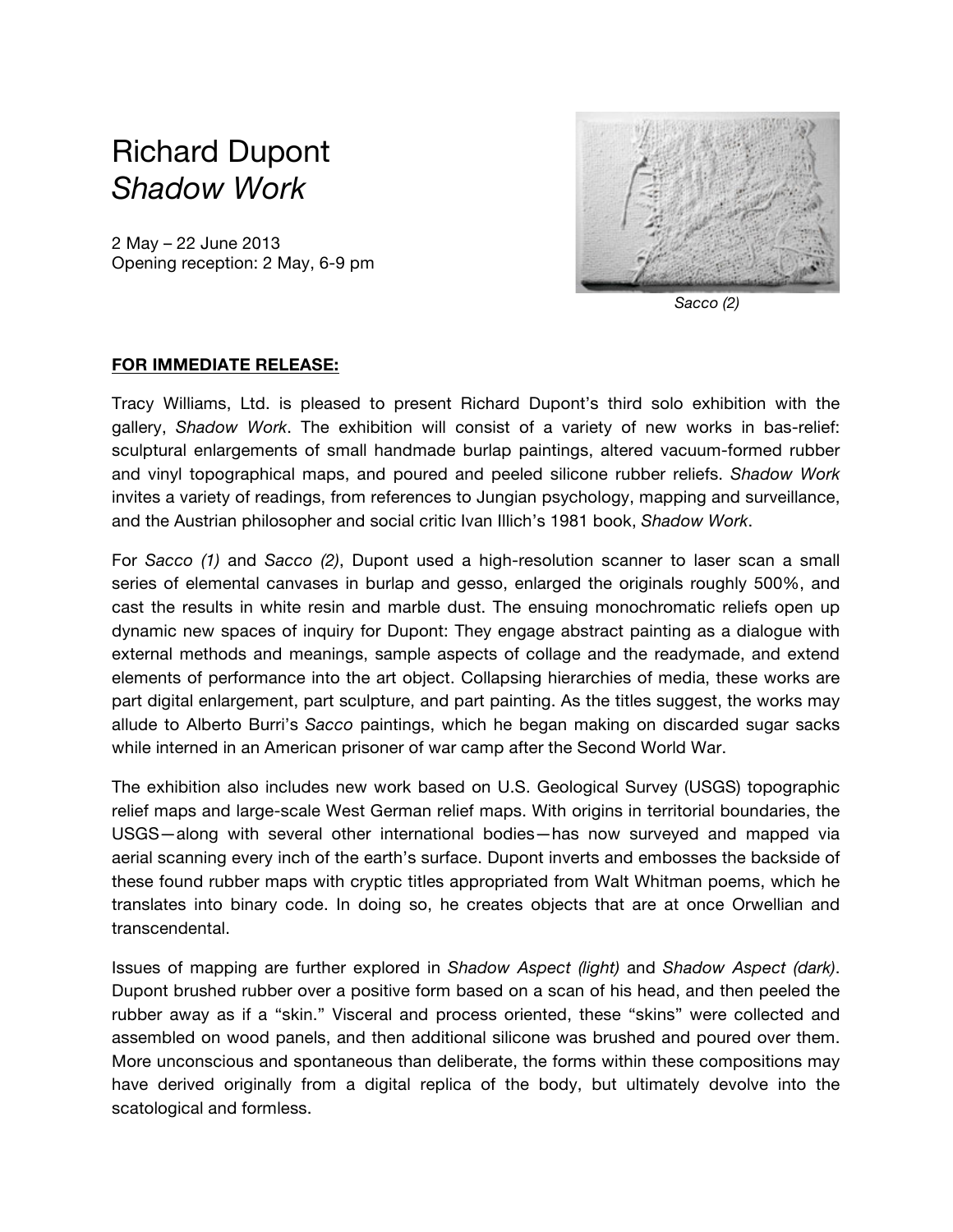# Richard Dupont
# *Shadow Work*

2 May – 22 June 2013
Opening reception: 2 May, 6-9 pm

*Sacco (2)*

**FOR IMMEDIATE RELEASE:**

Tracy Williams, Ltd. is pleased to present Richard Dupont's third solo exhibition with the gallery, *Shadow Work*. The exhibition will consist of a variety of new works in bas-relief: sculptural enlargements of small handmade burlap paintings, altered vacuum-formed rubber and vinyl topographical maps, and poured and peeled silicone rubber reliefs. *Shadow Work* invites a variety of readings, from references to Jungian psychology, mapping and surveillance, and the Austrian philosopher and social critic Ivan Illich's 1981 book, *Shadow Work*.

For *Sacco (1)* and *Sacco (2)*, Dupont used a high-resolution scanner to laser scan a small series of elemental canvases in burlap and gesso, enlarged the originals roughly 500%, and cast the results in white resin and marble dust. The ensuing monochromatic reliefs open up dynamic new spaces of inquiry for Dupont: They engage abstract painting as a dialogue with external methods and meanings, sample aspects of collage and the readymade, and extend elements of performance into the art object. Collapsing hierarchies of media, these works are part digital enlargement, part sculpture, and part painting. As the titles suggest, the works may allude to Alberto Burri's *Sacco* paintings, which he began making on discarded sugar sacks while interned in an American prisoner of war camp after the Second World War.

The exhibition also includes new work based on U.S. Geological Survey (USGS) topographic relief maps and large-scale West German relief maps. With origins in territorial boundaries, the USGS—along with several other international bodies—has now surveyed and mapped via aerial scanning every inch of the earth's surface. Dupont inverts and embosses the backside of these found rubber maps with cryptic titles appropriated from Walt Whitman poems, which he translates into binary code. In doing so, he creates objects that are at once Orwellian and transcendental.

Issues of mapping are further explored in *Shadow Aspect (light)* and *Shadow Aspect (dark)*. Dupont brushed rubber over a positive form based on a scan of his head, and then peeled the rubber away as if a "skin." Visceral and process oriented, these "skins" were collected and assembled on wood panels, and then additional silicone was brushed and poured over them. More unconscious and spontaneous than deliberate, the forms within these compositions may have derived originally from a digital replica of the body, but ultimately devolve into the scatological and formless.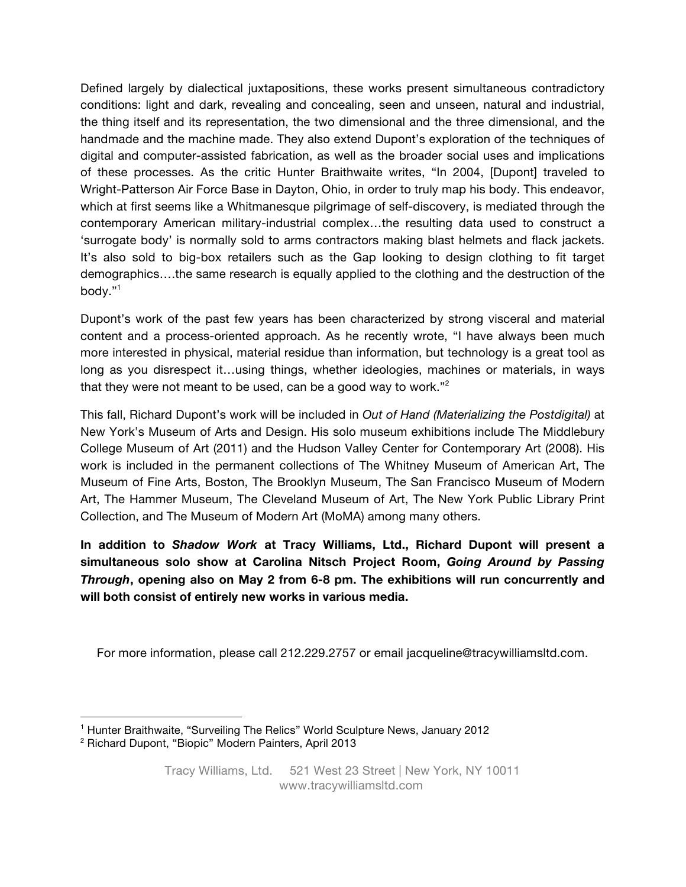Defined largely by dialectical juxtapositions, these works present simultaneous contradictory conditions: light and dark, revealing and concealing, seen and unseen, natural and industrial, the thing itself and its representation, the two dimensional and the three dimensional, and the handmade and the machine made. They also extend Dupont's exploration of the techniques of digital and computer-assisted fabrication, as well as the broader social uses and implications of these processes. As the critic Hunter Braithwaite writes, "In 2004, [Dupont] traveled to Wright-Patterson Air Force Base in Dayton, Ohio, in order to truly map his body. This endeavor, which at first seems like a Whitmanesque pilgrimage of self-discovery, is mediated through the contemporary American military-industrial complex…the resulting data used to construct a 'surrogate body' is normally sold to arms contractors making blast helmets and flack jackets. It's also sold to big-box retailers such as the Gap looking to design clothing to fit target demographics….the same research is equally applied to the clothing and the destruction of the body."[1]

Dupont's work of the past few years has been characterized by strong visceral and material content and a process-oriented approach. As he recently wrote, "I have always been much more interested in physical, material residue than information, but technology is a great tool as long as you disrespect it…using things, whether ideologies, machines or materials, in ways that they were not meant to be used, can be a good way to work."[2]

This fall, Richard Dupont's work will be included in *Out of Hand (Materializing the Postdigital)* at New York's Museum of Arts and Design. His solo museum exhibitions include The Middlebury College Museum of Art (2011) and the Hudson Valley Center for Contemporary Art (2008). His work is included in the permanent collections of The Whitney Museum of American Art, The Museum of Fine Arts, Boston, The Brooklyn Museum, The San Francisco Museum of Modern Art, The Hammer Museum, The Cleveland Museum of Art, The New York Public Library Print Collection, and The Museum of Modern Art (MoMA) among many others.

**In addition to *Shadow Work* at Tracy Williams, Ltd., Richard Dupont will present a simultaneous solo show at Carolina Nitsch Project Room, *Going Around by Passing Through*, opening also on May 2 from 6-8 pm. The exhibitions will run concurrently and will both consist of entirely new works in various media.**

For more information, please call 212.229.2757 or email jacqueline@tracywilliamsltd.com.

---

[1] Hunter Braithwaite, "Surveiling The Relics" World Sculpture News, January 2012

[2] Richard Dupont, "Biopic" Modern Painters, April 2013

Tracy Williams, Ltd. 521 West 23 Street | New York, NY 10011
www.tracywilliamsltd.com